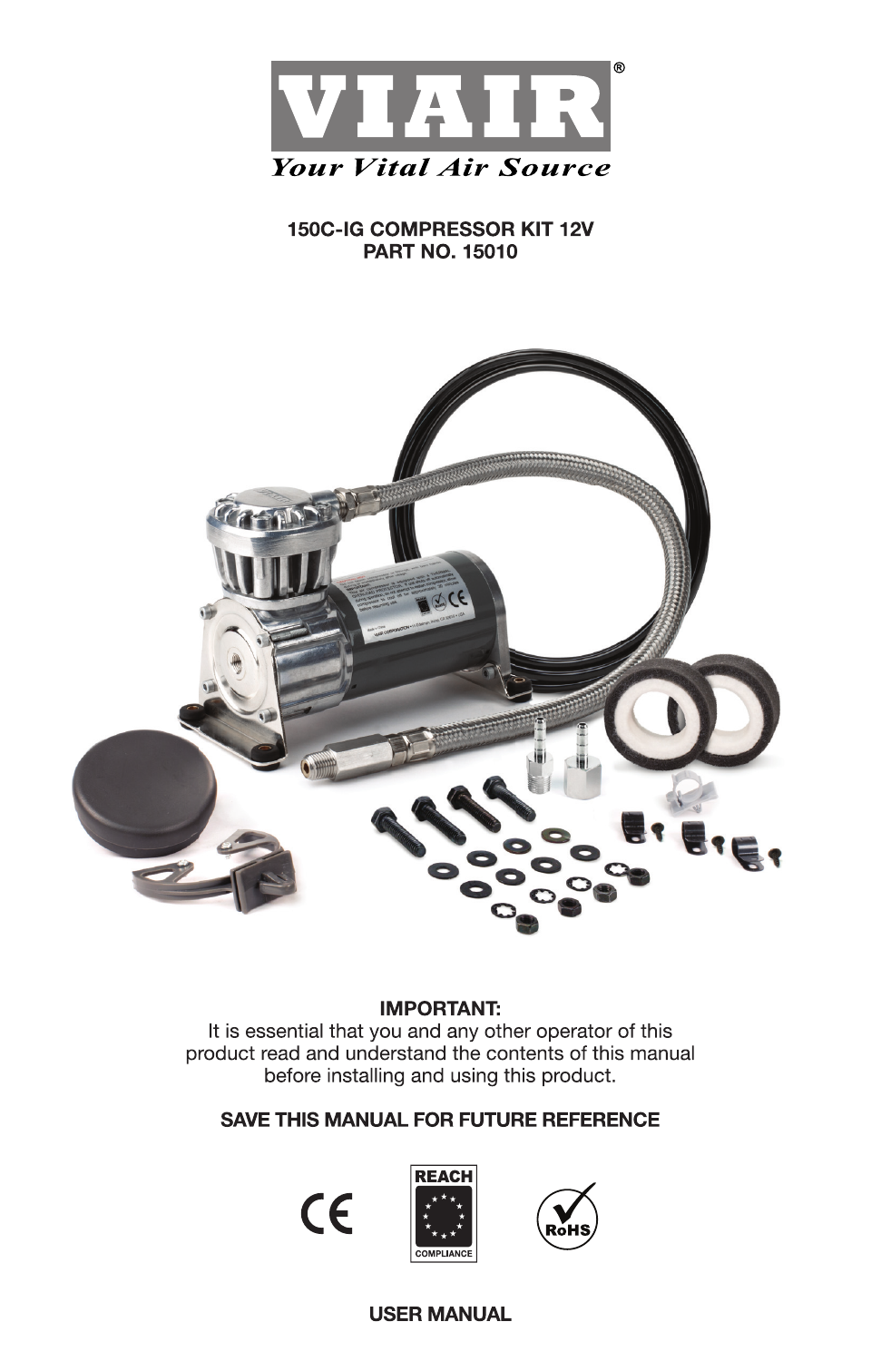# VIAIR®

*Your Vital Air Source*

**150C-IG COMPRESSOR KIT 12V**
**PART NO. 15010**

**IMPORTANT:**
It is essential that you and any other operator of this product read and understand the contents of this manual before installing and using this product.

**SAVE THIS MANUAL FOR FUTURE REFERENCE**

CE

REACH COMPLIANCE

RoHS

**USER MANUAL**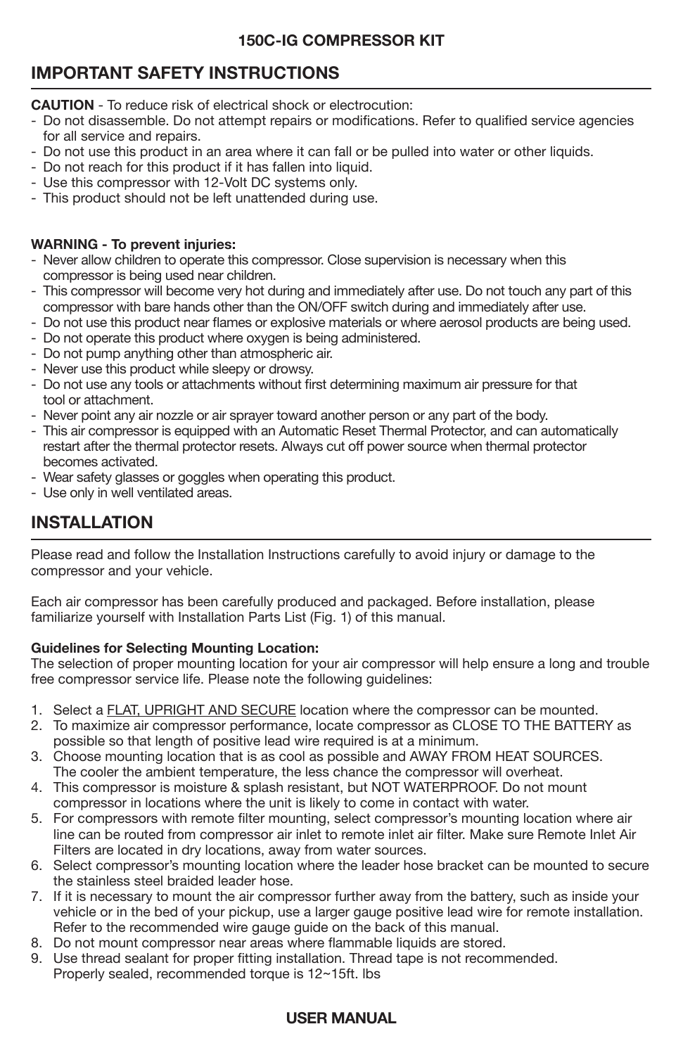# IMPORTANT SAFETY INSTRUCTIONS

**CAUTION** - To reduce risk of electrical shock or electrocution:

- Do not disassemble. Do not attempt repairs or modifications. Refer to qualified service agencies for all service and repairs.
- Do not use this product in an area where it can fall or be pulled into water or other liquids.
- Do not reach for this product if it has fallen into liquid.
- Use this compressor with 12-Volt DC systems only.
- This product should not be left unattended during use.

**WARNING - To prevent injuries:**

- Never allow children to operate this compressor. Close supervision is necessary when this compressor is being used near children.
- This compressor will become very hot during and immediately after use. Do not touch any part of this compressor with bare hands other than the ON/OFF switch during and immediately after use.
- Do not use this product near flames or explosive materials or where aerosol products are being used.
- Do not operate this product where oxygen is being administered.
- Do not pump anything other than atmospheric air.
- Never use this product while sleepy or drowsy.
- Do not use any tools or attachments without first determining maximum air pressure for that tool or attachment.
- Never point any air nozzle or air sprayer toward another person or any part of the body.
- This air compressor is equipped with an Automatic Reset Thermal Protector, and can automatically restart after the thermal protector resets. Always cut off power source when thermal protector becomes activated.
- Wear safety glasses or goggles when operating this product.
- Use only in well ventilated areas.

# INSTALLATION

Please read and follow the Installation Instructions carefully to avoid injury or damage to the compressor and your vehicle.

Each air compressor has been carefully produced and packaged. Before installation, please familiarize yourself with Installation Parts List (Fig. 1) of this manual.

**Guidelines for Selecting Mounting Location:**
The selection of proper mounting location for your air compressor will help ensure a long and trouble free compressor service life. Please note the following guidelines:

1. Select a FLAT, UPRIGHT AND SECURE location where the compressor can be mounted.
2. To maximize air compressor performance, locate compressor as CLOSE TO THE BATTERY as possible so that length of positive lead wire required is at a minimum.
3. Choose mounting location that is as cool as possible and AWAY FROM HEAT SOURCES. The cooler the ambient temperature, the less chance the compressor will overheat.
4. This compressor is moisture & splash resistant, but NOT WATERPROOF. Do not mount compressor in locations where the unit is likely to come in contact with water.
5. For compressors with remote filter mounting, select compressor's mounting location where air line can be routed from compressor air inlet to remote inlet air filter. Make sure Remote Inlet Air Filters are located in dry locations, away from water sources.
6. Select compressor's mounting location where the leader hose bracket can be mounted to secure the stainless steel braided leader hose.
7. If it is necessary to mount the air compressor further away from the battery, such as inside your vehicle or in the bed of your pickup, use a larger gauge positive lead wire for remote installation. Refer to the recommended wire gauge guide on the back of this manual.
8. Do not mount compressor near areas where flammable liquids are stored.
9. Use thread sealant for proper fitting installation. Thread tape is not recommended. Properly sealed, recommended torque is 12~15ft. lbs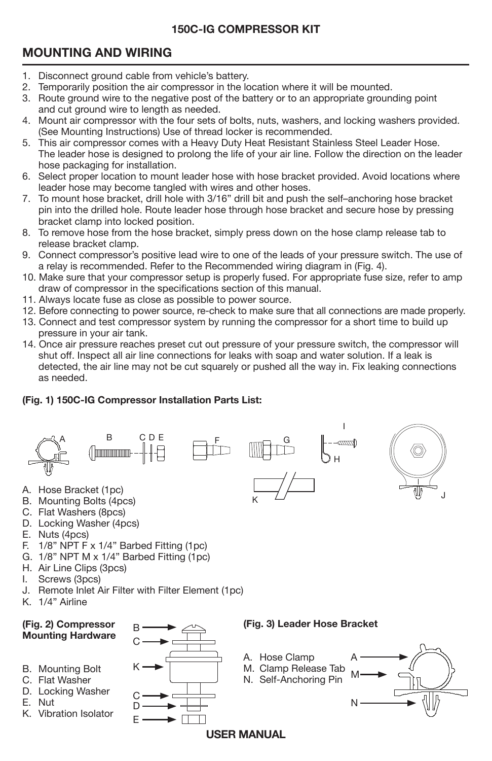**150C-IG COMPRESSOR KIT**

## MOUNTING AND WIRING

1. Disconnect ground cable from vehicle's battery.
2. Temporarily position the air compressor in the location where it will be mounted.
3. Route ground wire to the negative post of the battery or to an appropriate grounding point and cut ground wire to length as needed.
4. Mount air compressor with the four sets of bolts, nuts, washers, and locking washers provided. (See Mounting Instructions) Use of thread locker is recommended.
5. This air compressor comes with a Heavy Duty Heat Resistant Stainless Steel Leader Hose. The leader hose is designed to prolong the life of your air line. Follow the direction on the leader hose packaging for installation.
6. Select proper location to mount leader hose with hose bracket provided. Avoid locations where leader hose may become tangled with wires and other hoses.
7. To mount hose bracket, drill hole with 3/16" drill bit and push the self–anchoring hose bracket pin into the drilled hole. Route leader hose through hose bracket and secure hose by pressing bracket clamp into locked position.
8. To remove hose from the hose bracket, simply press down on the hose clamp release tab to release bracket clamp.
9. Connect compressor's positive lead wire to one of the leads of your pressure switch. The use of a relay is recommended. Refer to the Recommended wiring diagram in (Fig. 4).
10. Make sure that your compressor setup is properly fused. For appropriate fuse size, refer to amp draw of compressor in the specifications section of this manual.
11. Always locate fuse as close as possible to power source.
12. Before connecting to power source, re-check to make sure that all connections are made properly.
13. Connect and test compressor system by running the compressor for a short time to build up pressure in your air tank.
14. Once air pressure reaches preset cut out pressure of your pressure switch, the compressor will shut off. Inspect all air line connections for leaks with soap and water solution. If a leak is detected, the air line may not be cut squarely or pushed all the way in. Fix leaking connections as needed.

**(Fig. 1) 150C-IG Compressor Installation Parts List:**

A. Hose Bracket (1pc)
B. Mounting Bolts (4pcs)
C. Flat Washers (8pcs)
D. Locking Washer (4pcs)
E. Nuts (4pcs)
F. 1/8" NPT F x 1/4" Barbed Fitting (1pc)
G. 1/8" NPT M x 1/4" Barbed Fitting (1pc)
H. Air Line Clips (3pcs)
I. Screws (3pcs)
J. Remote Inlet Air Filter with Filter Element (1pc)
K. 1/4" Airline

**(Fig. 2) Compressor Mounting Hardware**

B. Mounting Bolt
C. Flat Washer
D. Locking Washer
E. Nut
K. Vibration Isolator

**(Fig. 3) Leader Hose Bracket**

A. Hose Clamp
M. Clamp Release Tab
N. Self-Anchoring Pin

**USER MANUAL**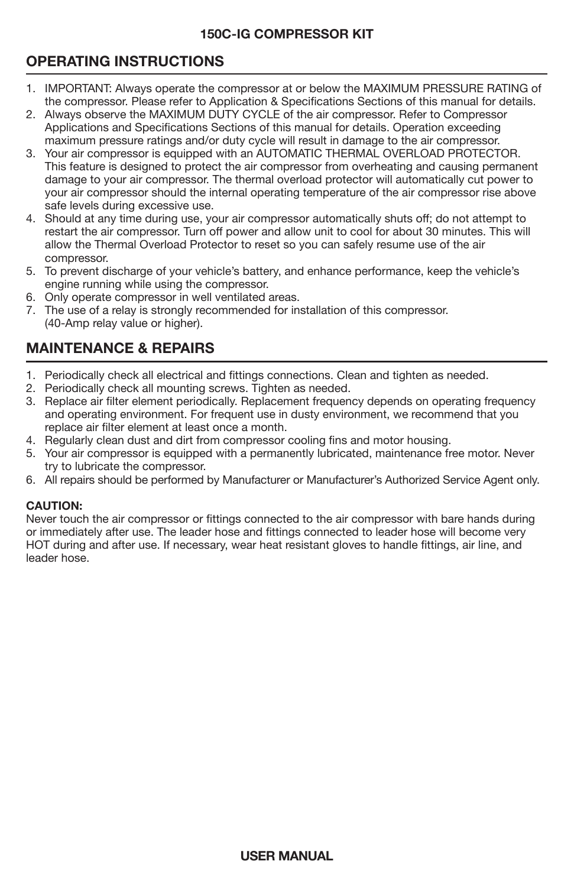## OPERATING INSTRUCTIONS

1. IMPORTANT: Always operate the compressor at or below the MAXIMUM PRESSURE RATING of the compressor. Please refer to Application & Specifications Sections of this manual for details.
2. Always observe the MAXIMUM DUTY CYCLE of the air compressor. Refer to Compressor Applications and Specifications Sections of this manual for details. Operation exceeding maximum pressure ratings and/or duty cycle will result in damage to the air compressor.
3. Your air compressor is equipped with an AUTOMATIC THERMAL OVERLOAD PROTECTOR. This feature is designed to protect the air compressor from overheating and causing permanent damage to your air compressor. The thermal overload protector will automatically cut power to your air compressor should the internal operating temperature of the air compressor rise above safe levels during excessive use.
4. Should at any time during use, your air compressor automatically shuts off; do not attempt to restart the air compressor. Turn off power and allow unit to cool for about 30 minutes. This will allow the Thermal Overload Protector to reset so you can safely resume use of the air compressor.
5. To prevent discharge of your vehicle's battery, and enhance performance, keep the vehicle's engine running while using the compressor.
6. Only operate compressor in well ventilated areas.
7. The use of a relay is strongly recommended for installation of this compressor. (40-Amp relay value or higher).

## MAINTENANCE & REPAIRS

1. Periodically check all electrical and fittings connections. Clean and tighten as needed.
2. Periodically check all mounting screws. Tighten as needed.
3. Replace air filter element periodically. Replacement frequency depends on operating frequency and operating environment. For frequent use in dusty environment, we recommend that you replace air filter element at least once a month.
4. Regularly clean dust and dirt from compressor cooling fins and motor housing.
5. Your air compressor is equipped with a permanently lubricated, maintenance free motor. Never try to lubricate the compressor.
6. All repairs should be performed by Manufacturer or Manufacturer's Authorized Service Agent only.

**CAUTION:**
Never touch the air compressor or fittings connected to the air compressor with bare hands during or immediately after use. The leader hose and fittings connected to leader hose will become very HOT during and after use. If necessary, wear heat resistant gloves to handle fittings, air line, and leader hose.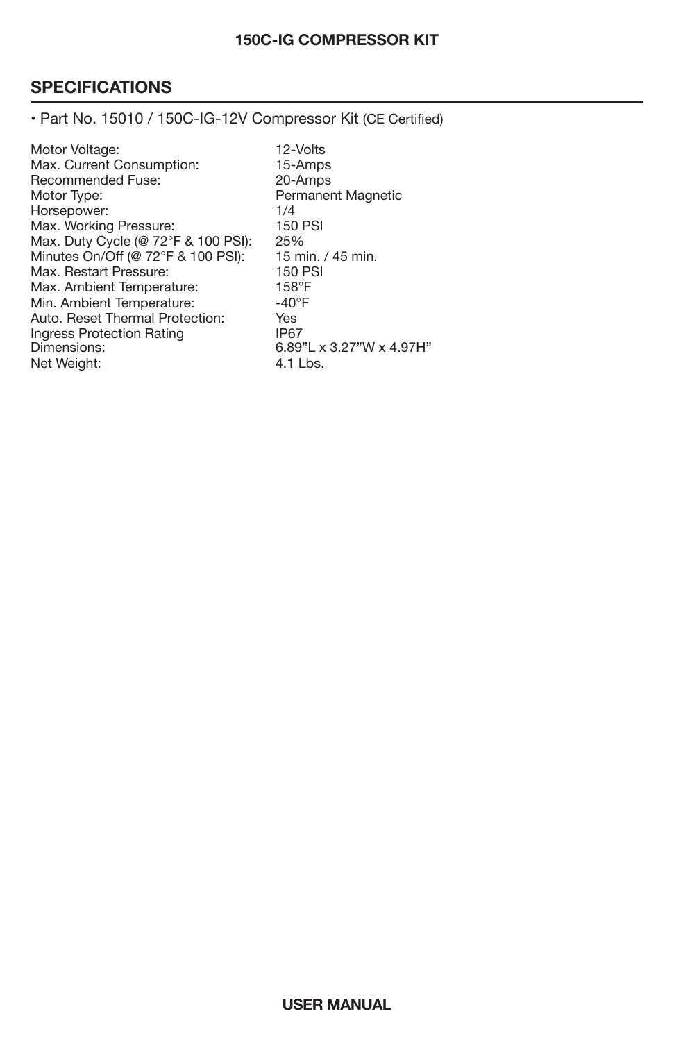## SPECIFICATIONS

• Part No. 15010 / 150C-IG-12V Compressor Kit (CE Certified)

| | |
|---|---|
| Motor Voltage: | 12-Volts |
| Max. Current Consumption: | 15-Amps |
| Recommended Fuse: | 20-Amps |
| Motor Type: | Permanent Magnetic |
| Horsepower: | 1/4 |
| Max. Working Pressure: | 150 PSI |
| Max. Duty Cycle (@ 72°F & 100 PSI): | 25% |
| Minutes On/Off (@ 72°F & 100 PSI): | 15 min. / 45 min. |
| Max. Restart Pressure: | 150 PSI |
| Max. Ambient Temperature: | 158°F |
| Min. Ambient Temperature: | -40°F |
| Auto. Reset Thermal Protection: | Yes |
| Ingress Protection Rating | IP67 |
| Dimensions: | 6.89"L x 3.27"W x 4.97H" |
| Net Weight: | 4.1 Lbs. |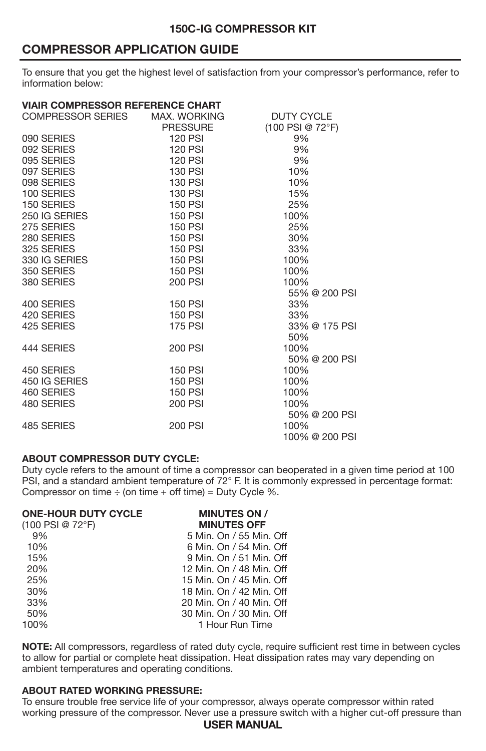### 150C-IG COMPRESSOR KIT

## COMPRESSOR APPLICATION GUIDE

To ensure that you get the highest level of satisfaction from your compressor's performance, refer to information below:

**VIAIR COMPRESSOR REFERENCE CHART**

| COMPRESSOR SERIES | MAX. WORKING PRESSURE | DUTY CYCLE (100 PSI @ 72°F) |
|---|---|---|
| 090 SERIES | 120 PSI | 9% |
| 092 SERIES | 120 PSI | 9% |
| 095 SERIES | 120 PSI | 9% |
| 097 SERIES | 130 PSI | 10% |
| 098 SERIES | 130 PSI | 10% |
| 100 SERIES | 130 PSI | 15% |
| 150 SERIES | 150 PSI | 25% |
| 250 IG SERIES | 150 PSI | 100% |
| 275 SERIES | 150 PSI | 25% |
| 280 SERIES | 150 PSI | 30% |
| 325 SERIES | 150 PSI | 33% |
| 330 IG SERIES | 150 PSI | 100% |
| 350 SERIES | 150 PSI | 100% |
| 380 SERIES | 200 PSI | 100%<br>55% @ 200 PSI |
| 400 SERIES | 150 PSI | 33% |
| 420 SERIES | 150 PSI | 33% |
| 425 SERIES | 175 PSI | 33% @ 175 PSI<br>50% |
| 444 SERIES | 200 PSI | 100%<br>50% @ 200 PSI |
| 450 SERIES | 150 PSI | 100% |
| 450 IG SERIES | 150 PSI | 100% |
| 460 SERIES | 150 PSI | 100% |
| 480 SERIES | 200 PSI | 100%<br>50% @ 200 PSI |
| 485 SERIES | 200 PSI | 100%<br>100% @ 200 PSI |

**ABOUT COMPRESSOR DUTY CYCLE:**
Duty cycle refers to the amount of time a compressor can beoperated in a given time period at 100 PSI, and a standard ambient temperature of 72° F. It is commonly expressed in percentage format: Compressor on time ÷ (on time + off time) = Duty Cycle %.

| ONE-HOUR DUTY CYCLE (100 PSI @ 72°F) | MINUTES ON / MINUTES OFF |
|---|---|
| 9% | 5 Min. On / 55 Min. Off |
| 10% | 6 Min. On / 54 Min. Off |
| 15% | 9 Min. On / 51 Min. Off |
| 20% | 12 Min. On / 48 Min. Off |
| 25% | 15 Min. On / 45 Min. Off |
| 30% | 18 Min. On / 42 Min. Off |
| 33% | 20 Min. On / 40 Min. Off |
| 50% | 30 Min. On / 30 Min. Off |
| 100% | 1 Hour Run Time |

**NOTE:** All compressors, regardless of rated duty cycle, require sufficient rest time in between cycles to allow for partial or complete heat dissipation. Heat dissipation rates may vary depending on ambient temperatures and operating conditions.

**ABOUT RATED WORKING PRESSURE:**
To ensure trouble free service life of your compressor, always operate compressor within rated working pressure of the compressor. Never use a pressure switch with a higher cut-off pressure than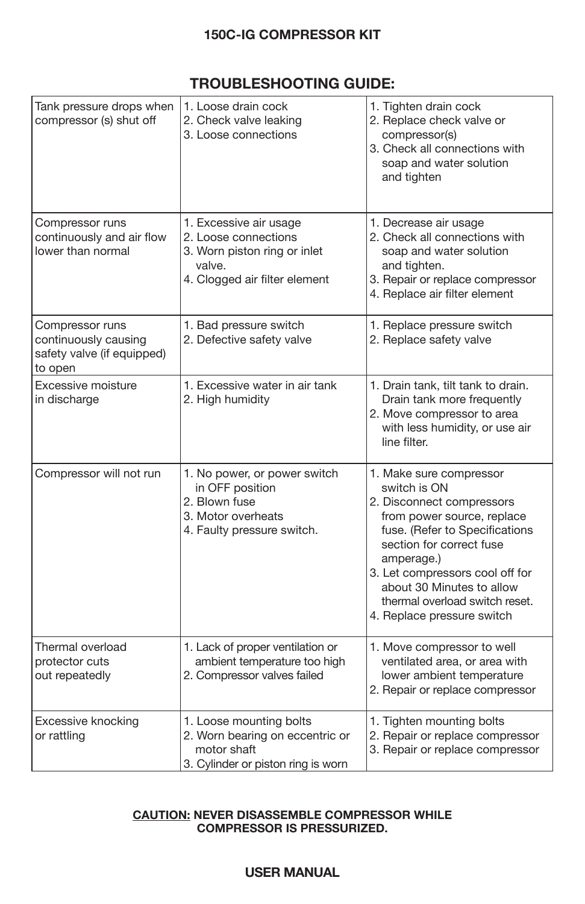**150C-IG COMPRESSOR KIT**

## TROUBLESHOOTING GUIDE:

| Problem | Possible Cause | Solution |
|---|---|---|
| Tank pressure drops when compressor (s) shut off | 1. Loose drain cock<br>2. Check valve leaking<br>3. Loose connections | 1. Tighten drain cock<br>2. Replace check valve or compressor(s)<br>3. Check all connections with soap and water solution and tighten |
| Compressor runs continuously and air flow lower than normal | 1. Excessive air usage<br>2. Loose connections<br>3. Worn piston ring or inlet valve.<br>4. Clogged air filter element | 1. Decrease air usage<br>2. Check all connections with soap and water solution and tighten.<br>3. Repair or replace compressor<br>4. Replace air filter element |
| Compressor runs continuously causing safety valve (if equipped) to open | 1. Bad pressure switch<br>2. Defective safety valve | 1. Replace pressure switch<br>2. Replace safety valve |
| Excessive moisture in discharge | 1. Excessive water in air tank<br>2. High humidity | 1. Drain tank, tilt tank to drain. Drain tank more frequently<br>2. Move compressor to area with less humidity, or use air line filter. |
| Compressor will not run | 1. No power, or power switch in OFF position<br>2. Blown fuse<br>3. Motor overheats<br>4. Faulty pressure switch. | 1. Make sure compressor switch is ON<br>2. Disconnect compressors from power source, replace fuse. (Refer to Specifications section for correct fuse amperage.)<br>3. Let compressors cool off for about 30 Minutes to allow thermal overload switch reset.<br>4. Replace pressure switch |
| Thermal overload protector cuts out repeatedly | 1. Lack of proper ventilation or ambient temperature too high<br>2. Compressor valves failed | 1. Move compressor to well ventilated area, or area with lower ambient temperature<br>2. Repair or replace compressor |
| Excessive knocking or rattling | 1. Loose mounting bolts<br>2. Worn bearing on eccentric or motor shaft<br>3. Cylinder or piston ring is worn | 1. Tighten mounting bolts<br>2. Repair or replace compressor<br>3. Repair or replace compressor |

**CAUTION: NEVER DISASSEMBLE COMPRESSOR WHILE COMPRESSOR IS PRESSURIZED.**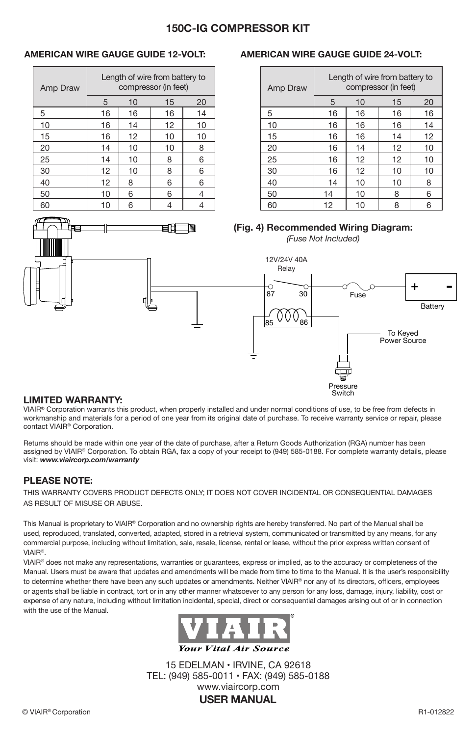# 150C-IG COMPRESSOR KIT

**AMERICAN WIRE GAUGE GUIDE 12-VOLT:**

| Amp Draw | Length of wire from battery to compressor (in feet) | | | |
|---|---|---|---|---|
| | 5 | 10 | 15 | 20 |
| 5 | 16 | 16 | 16 | 14 |
| 10 | 16 | 14 | 12 | 10 |
| 15 | 16 | 12 | 10 | 10 |
| 20 | 14 | 10 | 10 | 8 |
| 25 | 14 | 10 | 8 | 6 |
| 30 | 12 | 10 | 8 | 6 |
| 40 | 12 | 8 | 6 | 6 |
| 50 | 10 | 6 | 6 | 4 |
| 60 | 10 | 6 | 4 | 4 |

**AMERICAN WIRE GAUGE GUIDE 24-VOLT:**

| Amp Draw | Length of wire from battery to compressor (in feet) | | | |
|---|---|---|---|---|
| | 5 | 10 | 15 | 20 |
| 5 | 16 | 16 | 16 | 16 |
| 10 | 16 | 16 | 16 | 14 |
| 15 | 16 | 16 | 14 | 12 |
| 20 | 16 | 14 | 12 | 10 |
| 25 | 16 | 12 | 12 | 10 |
| 30 | 16 | 12 | 10 | 10 |
| 40 | 14 | 10 | 10 | 8 |
| 50 | 14 | 10 | 8 | 6 |
| 60 | 12 | 10 | 8 | 6 |

**(Fig. 4) Recommended Wiring Diagram:**
*(Fuse Not Included)*

12V/24V 40A Relay

87
30
85
86
Fuse
+ -
Battery
To Keyed Power Source
Pressure Switch

### LIMITED WARRANTY:

VIAIR® Corporation warrants this product, when properly installed and under normal conditions of use, to be free from defects in workmanship and materials for a period of one year from its original date of purchase. To receive warranty service or repair, please contact VIAIR® Corporation.

Returns should be made within one year of the date of purchase, after a Return Goods Authorization (RGA) number has been assigned by VIAIR® Corporation. To obtain RGA, fax a copy of your receipt to (949) 585-0188. For complete warranty details, please visit: ***www.viaircorp.com/warranty***

### PLEASE NOTE:

THIS WARRANTY COVERS PRODUCT DEFECTS ONLY; IT DOES NOT COVER INCIDENTAL OR CONSEQUENTIAL DAMAGES AS RESULT OF MISUSE OR ABUSE.

This Manual is proprietary to VIAIR® Corporation and no ownership rights are hereby transferred. No part of the Manual shall be used, reproduced, translated, converted, adapted, stored in a retrieval system, communicated or transmitted by any means, for any commercial purpose, including without limitation, sale, resale, license, rental or lease, without the prior express written consent of VIAIR®.

VIAIR® does not make any representations, warranties or guarantees, express or implied, as to the accuracy or completeness of the Manual. Users must be aware that updates and amendments will be made from time to time to the Manual. It is the user's responsibility to determine whether there have been any such updates or amendments. Neither VIAIR® nor any of its directors, officers, employees or agents shall be liable in contract, tort or in any other manner whatsoever to any person for any loss, damage, injury, liability, cost or expense of any nature, including without limitation incidental, special, direct or consequential damages arising out of or in connection with the use of the Manual.

VIAIR®
*Your Vital Air Source*

15 EDELMAN • IRVINE, CA 92618
TEL: (949) 585-0011 • FAX: (949) 585-0188
www.viaircorp.com

**USER MANUAL**

© VIAIR® Corporation

R1-012822